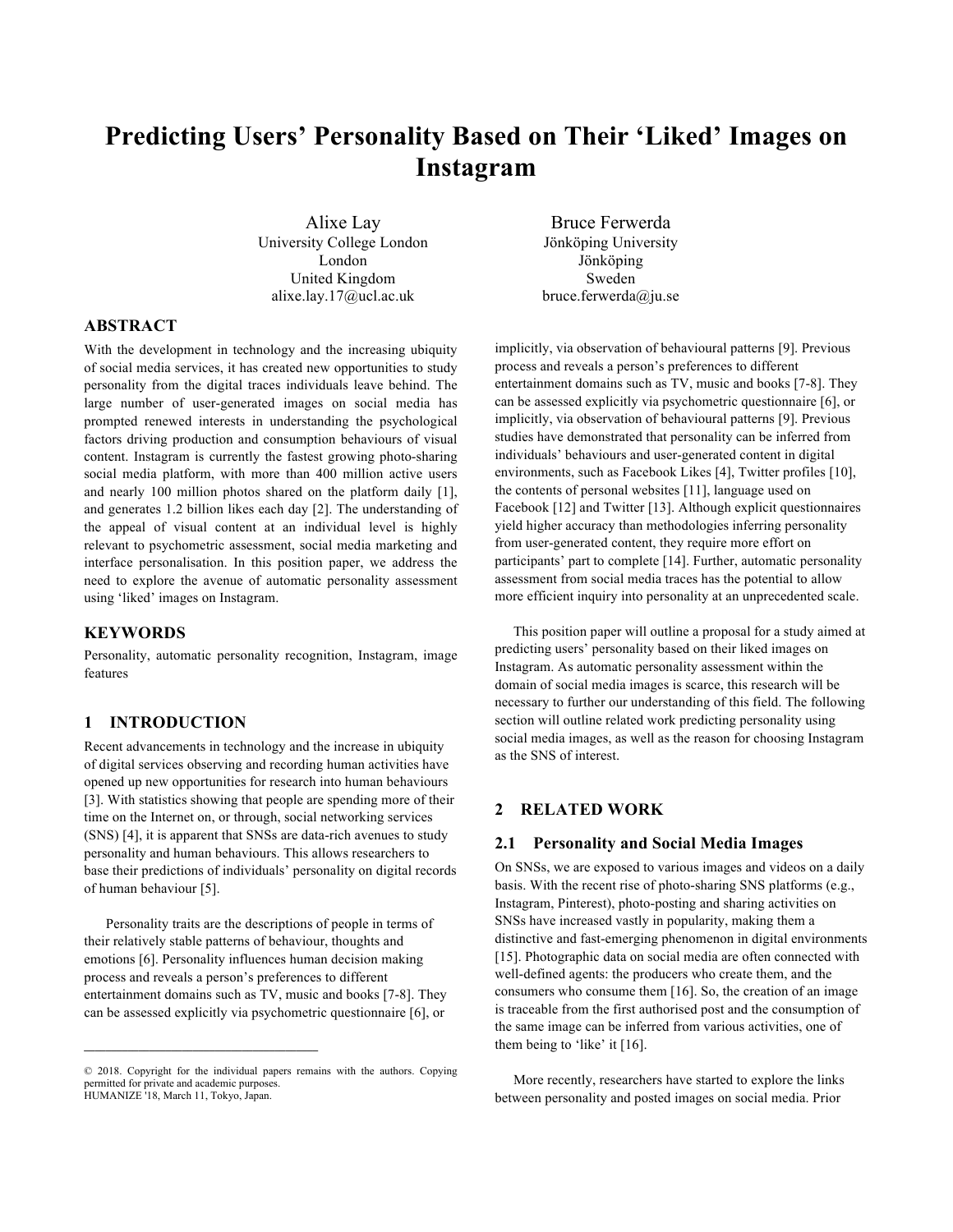# Predicting Users' Personality Based on Their 'Liked' Images on Instagram

Alixe Lay
University College London
London
United Kingdom
alixe.lay.17@ucl.ac.uk

Bruce Ferwerda
Jönköping University
Jönköping
Sweden
bruce.ferwerda@ju.se

## ABSTRACT

With the development in technology and the increasing ubiquity of social media services, it has created new opportunities to study personality from the digital traces individuals leave behind. The large number of user-generated images on social media has prompted renewed interests in understanding the psychological factors driving production and consumption behaviours of visual content. Instagram is currently the fastest growing photo-sharing social media platform, with more than 400 million active users and nearly 100 million photos shared on the platform daily [1], and generates 1.2 billion likes each day [2]. The understanding of the appeal of visual content at an individual level is highly relevant to psychometric assessment, social media marketing and interface personalisation. In this position paper, we address the need to explore the avenue of automatic personality assessment using 'liked' images on Instagram.

## KEYWORDS

Personality, automatic personality recognition, Instagram, image features

## 1 INTRODUCTION

Recent advancements in technology and the increase in ubiquity of digital services observing and recording human activities have opened up new opportunities for research into human behaviours [3]. With statistics showing that people are spending more of their time on the Internet on, or through, social networking services (SNS) [4], it is apparent that SNSs are data-rich avenues to study personality and human behaviours. This allows researchers to base their predictions of individuals' personality on digital records of human behaviour [5].

Personality traits are the descriptions of people in terms of their relatively stable patterns of behaviour, thoughts and emotions [6]. Personality influences human decision making process and reveals a person's preferences to different entertainment domains such as TV, music and books [7-8]. They can be assessed explicitly via psychometric questionnaire [6], or implicitly, via observation of behavioural patterns [9]. Previous process and reveals a person's preferences to different entertainment domains such as TV, music and books [7-8]. They can be assessed explicitly via psychometric questionnaire [6], or implicitly, via observation of behavioural patterns [9]. Previous studies have demonstrated that personality can be inferred from individuals' behaviours and user-generated content in digital environments, such as Facebook Likes [4], Twitter profiles [10], the contents of personal websites [11], language used on Facebook [12] and Twitter [13]. Although explicit questionnaires yield higher accuracy than methodologies inferring personality from user-generated content, they require more effort on participants' part to complete [14]. Further, automatic personality assessment from social media traces has the potential to allow more efficient inquiry into personality at an unprecedented scale.

This position paper will outline a proposal for a study aimed at predicting users' personality based on their liked images on Instagram. As automatic personality assessment within the domain of social media images is scarce, this research will be necessary to further our understanding of this field. The following section will outline related work predicting personality using social media images, as well as the reason for choosing Instagram as the SNS of interest.

## 2 RELATED WORK

### 2.1 Personality and Social Media Images

On SNSs, we are exposed to various images and videos on a daily basis. With the recent rise of photo-sharing SNS platforms (e.g., Instagram, Pinterest), photo-posting and sharing activities on SNSs have increased vastly in popularity, making them a distinctive and fast-emerging phenomenon in digital environments [15]. Photographic data on social media are often connected with well-defined agents: the producers who create them, and the consumers who consume them [16]. So, the creation of an image is traceable from the first authorised post and the consumption of the same image can be inferred from various activities, one of them being to 'like' it [16].

More recently, researchers have started to explore the links between personality and posted images on social media. Prior

© 2018. Copyright for the individual papers remains with the authors. Copying permitted for private and academic purposes.
HUMANIZE '18, March 11, Tokyo, Japan.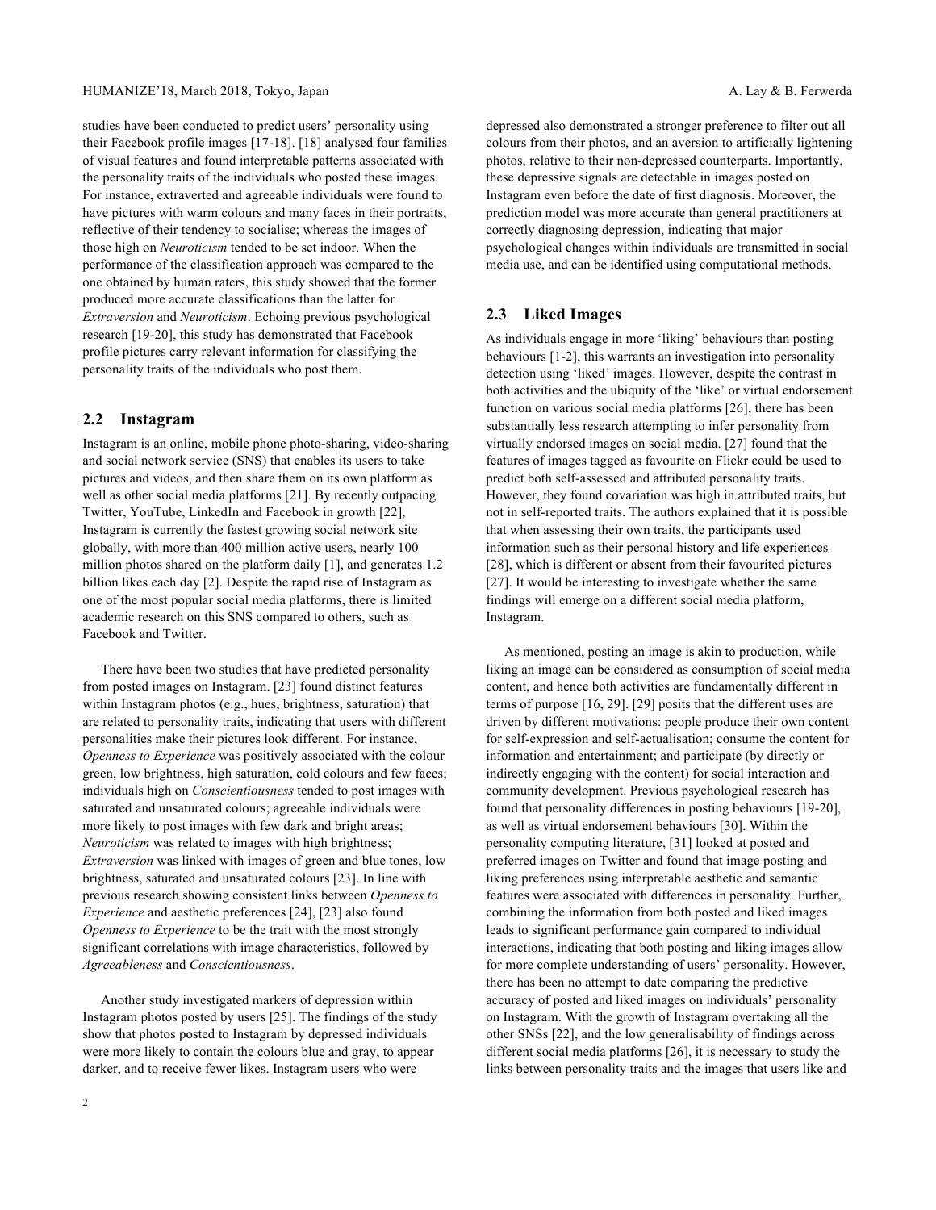studies have been conducted to predict users' personality using their Facebook profile images [17-18]. [18] analysed four families of visual features and found interpretable patterns associated with the personality traits of the individuals who posted these images. For instance, extraverted and agreeable individuals were found to have pictures with warm colours and many faces in their portraits, reflective of their tendency to socialise; whereas the images of those high on *Neuroticism* tended to be set indoor. When the performance of the classification approach was compared to the one obtained by human raters, this study showed that the former produced more accurate classifications than the latter for *Extraversion* and *Neuroticism*. Echoing previous psychological research [19-20], this study has demonstrated that Facebook profile pictures carry relevant information for classifying the personality traits of the individuals who post them.

## 2.2 Instagram

Instagram is an online, mobile phone photo-sharing, video-sharing and social network service (SNS) that enables its users to take pictures and videos, and then share them on its own platform as well as other social media platforms [21]. By recently outpacing Twitter, YouTube, LinkedIn and Facebook in growth [22], Instagram is currently the fastest growing social network site globally, with more than 400 million active users, nearly 100 million photos shared on the platform daily [1], and generates 1.2 billion likes each day [2]. Despite the rapid rise of Instagram as one of the most popular social media platforms, there is limited academic research on this SNS compared to others, such as Facebook and Twitter.

There have been two studies that have predicted personality from posted images on Instagram. [23] found distinct features within Instagram photos (e.g., hues, brightness, saturation) that are related to personality traits, indicating that users with different personalities make their pictures look different. For instance, *Openness to Experience* was positively associated with the colour green, low brightness, high saturation, cold colours and few faces; individuals high on *Conscientiousness* tended to post images with saturated and unsaturated colours; agreeable individuals were more likely to post images with few dark and bright areas; *Neuroticism* was related to images with high brightness; *Extraversion* was linked with images of green and blue tones, low brightness, saturated and unsaturated colours [23]. In line with previous research showing consistent links between *Openness to Experience* and aesthetic preferences [24], [23] also found *Openness to Experience* to be the trait with the most strongly significant correlations with image characteristics, followed by *Agreeableness* and *Conscientiousness*.

Another study investigated markers of depression within Instagram photos posted by users [25]. The findings of the study show that photos posted to Instagram by depressed individuals were more likely to contain the colours blue and gray, to appear darker, and to receive fewer likes. Instagram users who were depressed also demonstrated a stronger preference to filter out all colours from their photos, and an aversion to artificially lightening photos, relative to their non-depressed counterparts. Importantly, these depressive signals are detectable in images posted on Instagram even before the date of first diagnosis. Moreover, the prediction model was more accurate than general practitioners at correctly diagnosing depression, indicating that major psychological changes within individuals are transmitted in social media use, and can be identified using computational methods.

## 2.3 Liked Images

As individuals engage in more 'liking' behaviours than posting behaviours [1-2], this warrants an investigation into personality detection using 'liked' images. However, despite the contrast in both activities and the ubiquity of the 'like' or virtual endorsement function on various social media platforms [26], there has been substantially less research attempting to infer personality from virtually endorsed images on social media. [27] found that the features of images tagged as favourite on Flickr could be used to predict both self-assessed and attributed personality traits. However, they found covariation was high in attributed traits, but not in self-reported traits. The authors explained that it is possible that when assessing their own traits, the participants used information such as their personal history and life experiences [28], which is different or absent from their favourited pictures [27]. It would be interesting to investigate whether the same findings will emerge on a different social media platform, Instagram.

As mentioned, posting an image is akin to production, while liking an image can be considered as consumption of social media content, and hence both activities are fundamentally different in terms of purpose [16, 29]. [29] posits that the different uses are driven by different motivations: people produce their own content for self-expression and self-actualisation; consume the content for information and entertainment; and participate (by directly or indirectly engaging with the content) for social interaction and community development. Previous psychological research has found that personality differences in posting behaviours [19-20], as well as virtual endorsement behaviours [30]. Within the personality computing literature, [31] looked at posted and preferred images on Twitter and found that image posting and liking preferences using interpretable aesthetic and semantic features were associated with differences in personality. Further, combining the information from both posted and liked images leads to significant performance gain compared to individual interactions, indicating that both posting and liking images allow for more complete understanding of users' personality. However, there has been no attempt to date comparing the predictive accuracy of posted and liked images on individuals' personality on Instagram. With the growth of Instagram overtaking all the other SNSs [22], and the low generalisability of findings across different social media platforms [26], it is necessary to study the links between personality traits and the images that users like and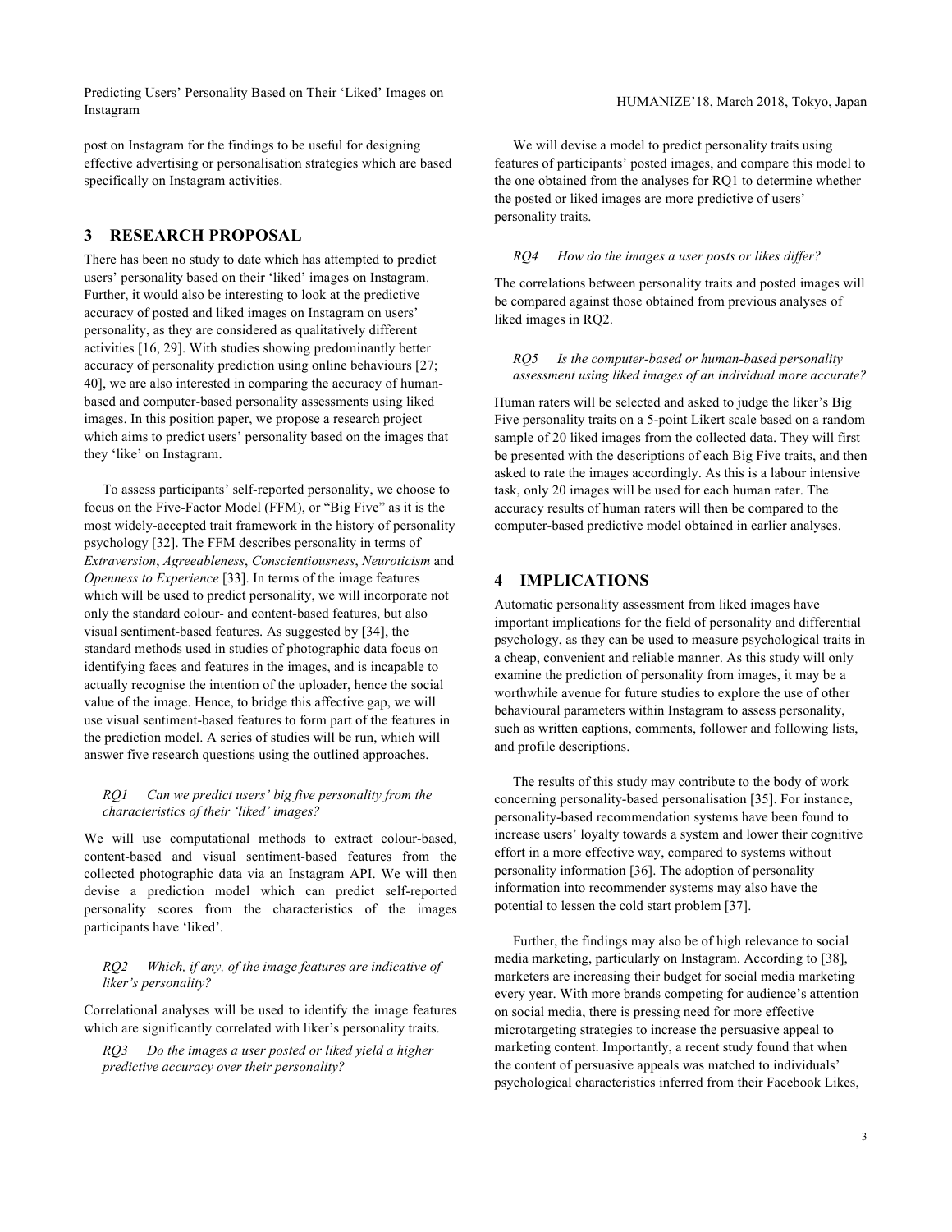post on Instagram for the findings to be useful for designing effective advertising or personalisation strategies which are based specifically on Instagram activities.

## 3 RESEARCH PROPOSAL

There has been no study to date which has attempted to predict users' personality based on their 'liked' images on Instagram. Further, it would also be interesting to look at the predictive accuracy of posted and liked images on Instagram on users' personality, as they are considered as qualitatively different activities [16, 29]. With studies showing predominantly better accuracy of personality prediction using online behaviours [27; 40], we are also interested in comparing the accuracy of human-based and computer-based personality assessments using liked images. In this position paper, we propose a research project which aims to predict users' personality based on the images that they 'like' on Instagram.

To assess participants' self-reported personality, we choose to focus on the Five-Factor Model (FFM), or "Big Five" as it is the most widely-accepted trait framework in the history of personality psychology [32]. The FFM describes personality in terms of *Extraversion*, *Agreeableness*, *Conscientiousness*, *Neuroticism* and *Openness to Experience* [33]. In terms of the image features which will be used to predict personality, we will incorporate not only the standard colour- and content-based features, but also visual sentiment-based features. As suggested by [34], the standard methods used in studies of photographic data focus on identifying faces and features in the images, and is incapable to actually recognise the intention of the uploader, hence the social value of the image. Hence, to bridge this affective gap, we will use visual sentiment-based features to form part of the features in the prediction model. A series of studies will be run, which will answer five research questions using the outlined approaches.

*RQ1 Can we predict users' big five personality from the characteristics of their 'liked' images?*

We will use computational methods to extract colour-based, content-based and visual sentiment-based features from the collected photographic data via an Instagram API. We will then devise a prediction model which can predict self-reported personality scores from the characteristics of the images participants have 'liked'.

*RQ2 Which, if any, of the image features are indicative of liker's personality?*

Correlational analyses will be used to identify the image features which are significantly correlated with liker's personality traits.

*RQ3 Do the images a user posted or liked yield a higher predictive accuracy over their personality?*

We will devise a model to predict personality traits using features of participants' posted images, and compare this model to the one obtained from the analyses for RQ1 to determine whether the posted or liked images are more predictive of users' personality traits.

*RQ4 How do the images a user posts or likes differ?*

The correlations between personality traits and posted images will be compared against those obtained from previous analyses of liked images in RQ2.

*RQ5 Is the computer-based or human-based personality assessment using liked images of an individual more accurate?*

Human raters will be selected and asked to judge the liker's Big Five personality traits on a 5-point Likert scale based on a random sample of 20 liked images from the collected data. They will first be presented with the descriptions of each Big Five traits, and then asked to rate the images accordingly. As this is a labour intensive task, only 20 images will be used for each human rater. The accuracy results of human raters will then be compared to the computer-based predictive model obtained in earlier analyses.

## 4 IMPLICATIONS

Automatic personality assessment from liked images have important implications for the field of personality and differential psychology, as they can be used to measure psychological traits in a cheap, convenient and reliable manner. As this study will only examine the prediction of personality from images, it may be a worthwhile avenue for future studies to explore the use of other behavioural parameters within Instagram to assess personality, such as written captions, comments, follower and following lists, and profile descriptions.

The results of this study may contribute to the body of work concerning personality-based personalisation [35]. For instance, personality-based recommendation systems have been found to increase users' loyalty towards a system and lower their cognitive effort in a more effective way, compared to systems without personality information [36]. The adoption of personality information into recommender systems may also have the potential to lessen the cold start problem [37].

Further, the findings may also be of high relevance to social media marketing, particularly on Instagram. According to [38], marketers are increasing their budget for social media marketing every year. With more brands competing for audience's attention on social media, there is pressing need for more effective microtargeting strategies to increase the persuasive appeal to marketing content. Importantly, a recent study found that when the content of persuasive appeals was matched to individuals' psychological characteristics inferred from their Facebook Likes,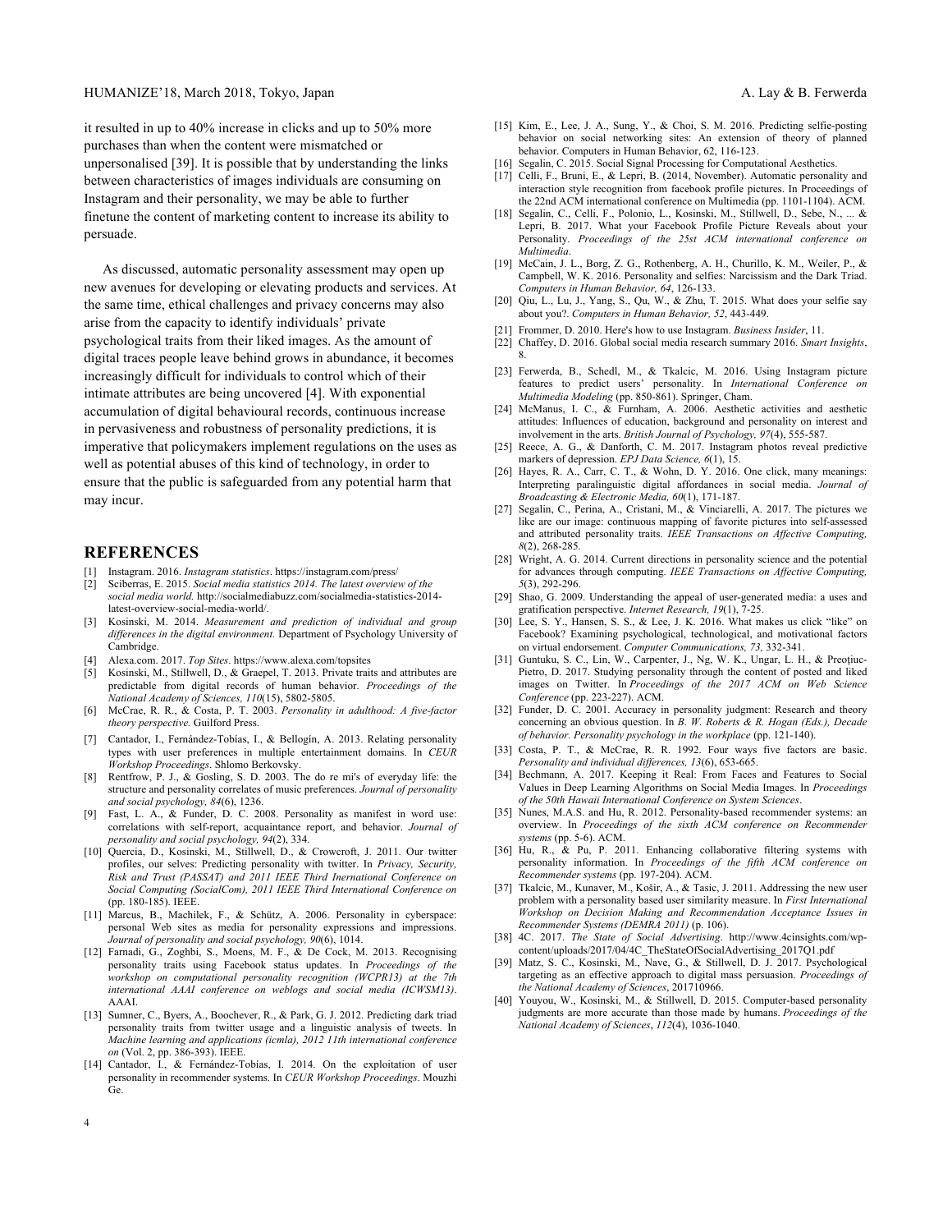it resulted in up to 40% increase in clicks and up to 50% more purchases than when the content were mismatched or unpersonalised [39]. It is possible that by understanding the links between characteristics of images individuals are consuming on Instagram and their personality, we may be able to further finetune the content of marketing content to increase its ability to persuade.

As discussed, automatic personality assessment may open up new avenues for developing or elevating products and services. At the same time, ethical challenges and privacy concerns may also arise from the capacity to identify individuals' private psychological traits from their liked images. As the amount of digital traces people leave behind grows in abundance, it becomes increasingly difficult for individuals to control which of their intimate attributes are being uncovered [4]. With exponential accumulation of digital behavioural records, continuous increase in pervasiveness and robustness of personality predictions, it is imperative that policymakers implement regulations on the uses as well as potential abuses of this kind of technology, in order to ensure that the public is safeguarded from any potential harm that may incur.

## REFERENCES

[1] Instagram. 2016. *Instagram statistics*. https://instagram.com/press/

[2] Sciberras, E. 2015. *Social media statistics 2014. The latest overview of the social media world.* http://socialmediabuzz.com/socialmedia-statistics-2014-latest-overview-social-media-world/.

[3] Kosinski, M. 2014. *Measurement and prediction of individual and group differences in the digital environment.* Department of Psychology University of Cambridge.

[4] Alexa.com. 2017. *Top Sites*. https://www.alexa.com/topsites

[5] Kosinski, M., Stillwell, D., & Graepel, T. 2013. Private traits and attributes are predictable from digital records of human behavior. *Proceedings of the National Academy of Sciences, 110*(15), 5802-5805.

[6] McCrae, R. R., & Costa, P. T. 2003. *Personality in adulthood: A five-factor theory perspective.* Guilford Press.

[7] Cantador, I., Fernández-Tobías, I., & Bellogín, A. 2013. Relating personality types with user preferences in multiple entertainment domains. In *CEUR Workshop Proceedings*. Shlomo Berkovsky.

[8] Rentfrow, P. J., & Gosling, S. D. 2003. The do re mi's of everyday life: the structure and personality correlates of music preferences. *Journal of personality and social psychology, 84*(6), 1236.

[9] Fast, L. A., & Funder, D. C. 2008. Personality as manifest in word use: correlations with self-report, acquaintance report, and behavior. *Journal of personality and social psychology, 94*(2), 334.

[10] Quercia, D., Kosinski, M., Stillwell, D., & Crowcroft, J. 2011. Our twitter profiles, our selves: Predicting personality with twitter. In *Privacy, Security, Risk and Trust (PASSAT) and 2011 IEEE Third Inernational Conference on Social Computing (SocialCom), 2011 IEEE Third International Conference on* (pp. 180-185). IEEE.

[11] Marcus, B., Machilek, F., & Schütz, A. 2006. Personality in cyberspace: personal Web sites as media for personality expressions and impressions. *Journal of personality and social psychology, 90*(6), 1014.

[12] Farnadi, G., Zoghbi, S., Moens, M. F., & De Cock, M. 2013. Recognising personality traits using Facebook status updates. In *Proceedings of the workshop on computational personality recognition (WCPR13) at the 7th international AAAI conference on weblogs and social media (ICWSM13)*. AAAI.

[13] Sumner, C., Byers, A., Boochever, R., & Park, G. J. 2012. Predicting dark triad personality traits from twitter usage and a linguistic analysis of tweets. In *Machine learning and applications (icmla), 2012 11th international conference on* (Vol. 2, pp. 386-393). IEEE.

[14] Cantador, I., & Fernández-Tobías, I. 2014. On the exploitation of user personality in recommender systems. In *CEUR Workshop Proceedings*. Mouzhi Ge.

[15] Kim, E., Lee, J. A., Sung, Y., & Choi, S. M. 2016. Predicting selfie-posting behavior on social networking sites: An extension of theory of planned behavior. Computers in Human Behavior, 62, 116-123.

[16] Segalin, C. 2015. Social Signal Processing for Computational Aesthetics.

[17] Celli, F., Bruni, E., & Lepri, B. (2014, November). Automatic personality and interaction style recognition from facebook profile pictures. In Proceedings of the 22nd ACM international conference on Multimedia (pp. 1101-1104). ACM.

[18] Segalin, C., Celli, F., Polonio, L., Kosinski, M., Stillwell, D., Sebe, N., ... & Lepri, B. 2017. What your Facebook Profile Picture Reveals about your Personality. *Proceedings of the 25st ACM international conference on Multimedia*.

[19] McCain, J. L., Borg, Z. G., Rothenberg, A. H., Churillo, K. M., Weiler, P., & Campbell, W. K. 2016. Personality and selfies: Narcissism and the Dark Triad. *Computers in Human Behavior, 64*, 126-133.

[20] Qiu, L., Lu, J., Yang, S., Qu, W., & Zhu, T. 2015. What does your selfie say about you?. *Computers in Human Behavior, 52*, 443-449.

[21] Frommer, D. 2010. Here's how to use Instagram. *Business Insider*, 11.

[22] Chaffey, D. 2016. Global social media research summary 2016. *Smart Insights*, 8.

[23] Ferwerda, B., Schedl, M., & Tkalcic, M. 2016. Using Instagram picture features to predict users' personality. In *International Conference on Multimedia Modeling* (pp. 850-861). Springer, Cham.

[24] McManus, I. C., & Furnham, A. 2006. Aesthetic activities and aesthetic attitudes: Influences of education, background and personality on interest and involvement in the arts. *British Journal of Psychology, 97*(4), 555-587.

[25] Reece, A. G., & Danforth, C. M. 2017. Instagram photos reveal predictive markers of depression. *EPJ Data Science, 6*(1), 15.

[26] Hayes, R. A., Carr, C. T., & Wohn, D. Y. 2016. One click, many meanings: Interpreting paralinguistic digital affordances in social media. *Journal of Broadcasting & Electronic Media, 60*(1), 171-187.

[27] Segalin, C., Perina, A., Cristani, M., & Vinciarelli, A. 2017. The pictures we like are our image: continuous mapping of favorite pictures into self-assessed and attributed personality traits. *IEEE Transactions on Affective Computing, 8*(2), 268-285.

[28] Wright, A. G. 2014. Current directions in personality science and the potential for advances through computing. *IEEE Transactions on Affective Computing, 5*(3), 292-296.

[29] Shao, G. 2009. Understanding the appeal of user-generated media: a uses and gratification perspective. *Internet Research, 19*(1), 7-25.

[30] Lee, S. Y., Hansen, S. S., & Lee, J. K. 2016. What makes us click "like" on Facebook? Examining psychological, technological, and motivational factors on virtual endorsement. *Computer Communications, 73,* 332-341.

[31] Guntuku, S. C., Lin, W., Carpenter, J., Ng, W. K., Ungar, L. H., & Preoţiuc-Pietro, D. 2017. Studying personality through the content of posted and liked images on Twitter. In *Proceedings of the 2017 ACM on Web Science Conference* (pp. 223-227). ACM.

[32] Funder, D. C. 2001. Accuracy in personality judgment: Research and theory concerning an obvious question. In *B. W. Roberts & R. Hogan (Eds.), Decade of behavior. Personality psychology in the workplace* (pp. 121-140).

[33] Costa, P. T., & McCrae, R. R. 1992. Four ways five factors are basic. *Personality and individual differences, 13*(6), 653-665.

[34] Bechmann, A. 2017. Keeping it Real: From Faces and Features to Social Values in Deep Learning Algorithms on Social Media Images. In *Proceedings of the 50th Hawaii International Conference on System Sciences*.

[35] Nunes, M.A.S. and Hu, R. 2012. Personality-based recommender systems: an overview. In *Proceedings of the sixth ACM conference on Recommender systems* (pp. 5-6). ACM.

[36] Hu, R., & Pu, P. 2011. Enhancing collaborative filtering systems with personality information. In *Proceedings of the fifth ACM conference on Recommender systems* (pp. 197-204). ACM.

[37] Tkalcic, M., Kunaver, M., Košir, A., & Tasic, J. 2011. Addressing the new user problem with a personality based user similarity measure. In *First International Workshop on Decision Making and Recommendation Acceptance Issues in Recommender Systems (DEMRA 2011)* (p. 106).

[38] 4C. 2017. *The State of Social Advertising*. http://www.4cinsights.com/wp-content/uploads/2017/04/4C_TheStateOfSocialAdvertising_2017Q1.pdf

[39] Matz, S. C., Kosinski, M., Nave, G., & Stillwell, D. J. 2017. Psychological targeting as an effective approach to digital mass persuasion. *Proceedings of the National Academy of Sciences*, 201710966.

[40] Youyou, W., Kosinski, M., & Stillwell, D. 2015. Computer-based personality judgments are more accurate than those made by humans. *Proceedings of the National Academy of Sciences*, *112*(4), 1036-1040.